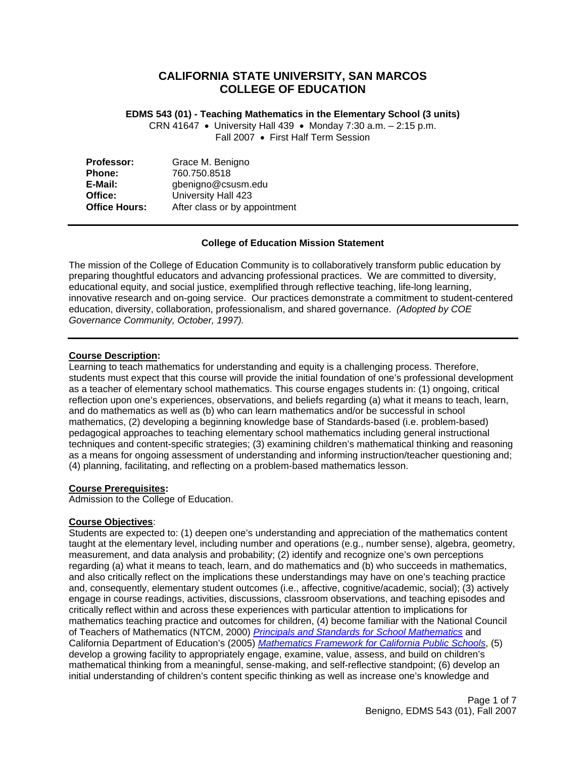# CALIFORNIA STATE UNIVERSITY, SAN MARCOS
# COLLEGE OF EDUCATION

**EDMS 543 (01) - Teaching Mathematics in the Elementary School (3 units)**

CRN 41647 • University Hall 439 • Monday 7:30 a.m. – 2:15 p.m.
Fall 2007 • First Half Term Session

| | |
|---|---|
| **Professor:** | Grace M. Benigno |
| **Phone:** | 760.750.8518 |
| **E-Mail:** | gbenigno@csusm.edu |
| **Office:** | University Hall 423 |
| **Office Hours:** | After class or by appointment |

---

**College of Education Mission Statement**

The mission of the College of Education Community is to collaboratively transform public education by preparing thoughtful educators and advancing professional practices. We are committed to diversity, educational equity, and social justice, exemplified through reflective teaching, life-long learning, innovative research and on-going service. Our practices demonstrate a commitment to student-centered education, diversity, collaboration, professionalism, and shared governance. *(Adopted by COE Governance Community, October, 1997).*

---

**Course Description:**
Learning to teach mathematics for understanding and equity is a challenging process. Therefore, students must expect that this course will provide the initial foundation of one's professional development as a teacher of elementary school mathematics. This course engages students in: (1) ongoing, critical reflection upon one's experiences, observations, and beliefs regarding (a) what it means to teach, learn, and do mathematics as well as (b) who can learn mathematics and/or be successful in school mathematics, (2) developing a beginning knowledge base of Standards-based (i.e. problem-based) pedagogical approaches to teaching elementary school mathematics including general instructional techniques and content-specific strategies; (3) examining children's mathematical thinking and reasoning as a means for ongoing assessment of understanding and informing instruction/teacher questioning and; (4) planning, facilitating, and reflecting on a problem-based mathematics lesson.

**Course Prerequisites:**
Admission to the College of Education.

**Course Objectives**:
Students are expected to: (1) deepen one's understanding and appreciation of the mathematics content taught at the elementary level, including number and operations (e.g., number sense), algebra, geometry, measurement, and data analysis and probability; (2) identify and recognize one's own perceptions regarding (a) what it means to teach, learn, and do mathematics and (b) who succeeds in mathematics, and also critically reflect on the implications these understandings may have on one's teaching practice and, consequently, elementary student outcomes (i.e., affective, cognitive/academic, social); (3) actively engage in course readings, activities, discussions, classroom observations, and teaching episodes and critically reflect within and across these experiences with particular attention to implications for mathematics teaching practice and outcomes for children, (4) become familiar with the National Council of Teachers of Mathematics (NTCM, 2000) *Principals and Standards for School Mathematics* and California Department of Education's (2005) *Mathematics Framework for California Public Schools*, (5) develop a growing facility to appropriately engage, examine, value, assess, and build on children's mathematical thinking from a meaningful, sense-making, and self-reflective standpoint; (6) develop an initial understanding of children's content specific thinking as well as increase one's knowledge and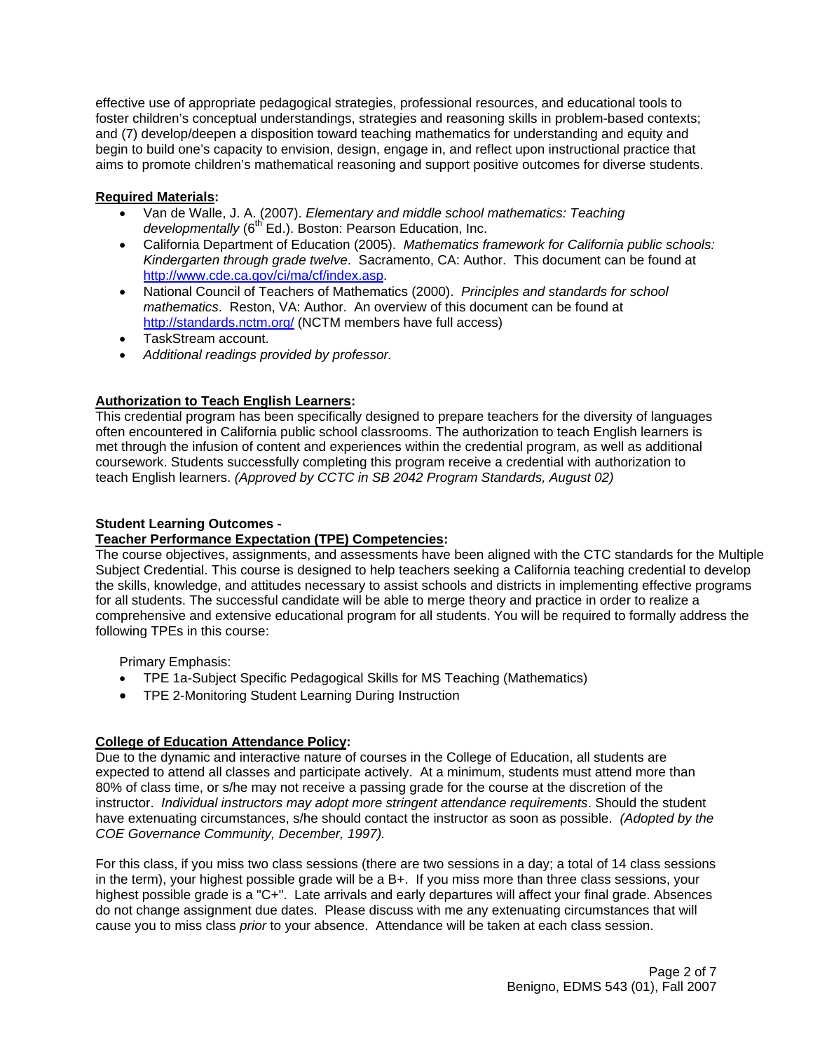effective use of appropriate pedagogical strategies, professional resources, and educational tools to foster children's conceptual understandings, strategies and reasoning skills in problem-based contexts; and (7) develop/deepen a disposition toward teaching mathematics for understanding and equity and begin to build one's capacity to envision, design, engage in, and reflect upon instructional practice that aims to promote children's mathematical reasoning and support positive outcomes for diverse students.

**Required Materials:**

- Van de Walle, J. A. (2007). *Elementary and middle school mathematics: Teaching developmentally* (6th Ed.). Boston: Pearson Education, Inc.
- California Department of Education (2005). *Mathematics framework for California public schools: Kindergarten through grade twelve*. Sacramento, CA: Author. This document can be found at http://www.cde.ca.gov/ci/ma/cf/index.asp.
- National Council of Teachers of Mathematics (2000). *Principles and standards for school mathematics*. Reston, VA: Author. An overview of this document can be found at http://standards.nctm.org/ (NCTM members have full access)
- TaskStream account.
- *Additional readings provided by professor.*

**Authorization to Teach English Learners:**

This credential program has been specifically designed to prepare teachers for the diversity of languages often encountered in California public school classrooms. The authorization to teach English learners is met through the infusion of content and experiences within the credential program, as well as additional coursework. Students successfully completing this program receive a credential with authorization to teach English learners. *(Approved by CCTC in SB 2042 Program Standards, August 02)*

**Student Learning Outcomes -**
**Teacher Performance Expectation (TPE) Competencies:**

The course objectives, assignments, and assessments have been aligned with the CTC standards for the Multiple Subject Credential. This course is designed to help teachers seeking a California teaching credential to develop the skills, knowledge, and attitudes necessary to assist schools and districts in implementing effective programs for all students. The successful candidate will be able to merge theory and practice in order to realize a comprehensive and extensive educational program for all students. You will be required to formally address the following TPEs in this course:

Primary Emphasis:

- TPE 1a-Subject Specific Pedagogical Skills for MS Teaching (Mathematics)
- TPE 2-Monitoring Student Learning During Instruction

**College of Education Attendance Policy:**

Due to the dynamic and interactive nature of courses in the College of Education, all students are expected to attend all classes and participate actively. At a minimum, students must attend more than 80% of class time, or s/he may not receive a passing grade for the course at the discretion of the instructor. *Individual instructors may adopt more stringent attendance requirements*. Should the student have extenuating circumstances, s/he should contact the instructor as soon as possible. *(Adopted by the COE Governance Community, December, 1997).*

For this class, if you miss two class sessions (there are two sessions in a day; a total of 14 class sessions in the term), your highest possible grade will be a B+. If you miss more than three class sessions, your highest possible grade is a "C+". Late arrivals and early departures will affect your final grade. Absences do not change assignment due dates. Please discuss with me any extenuating circumstances that will cause you to miss class *prior* to your absence. Attendance will be taken at each class session.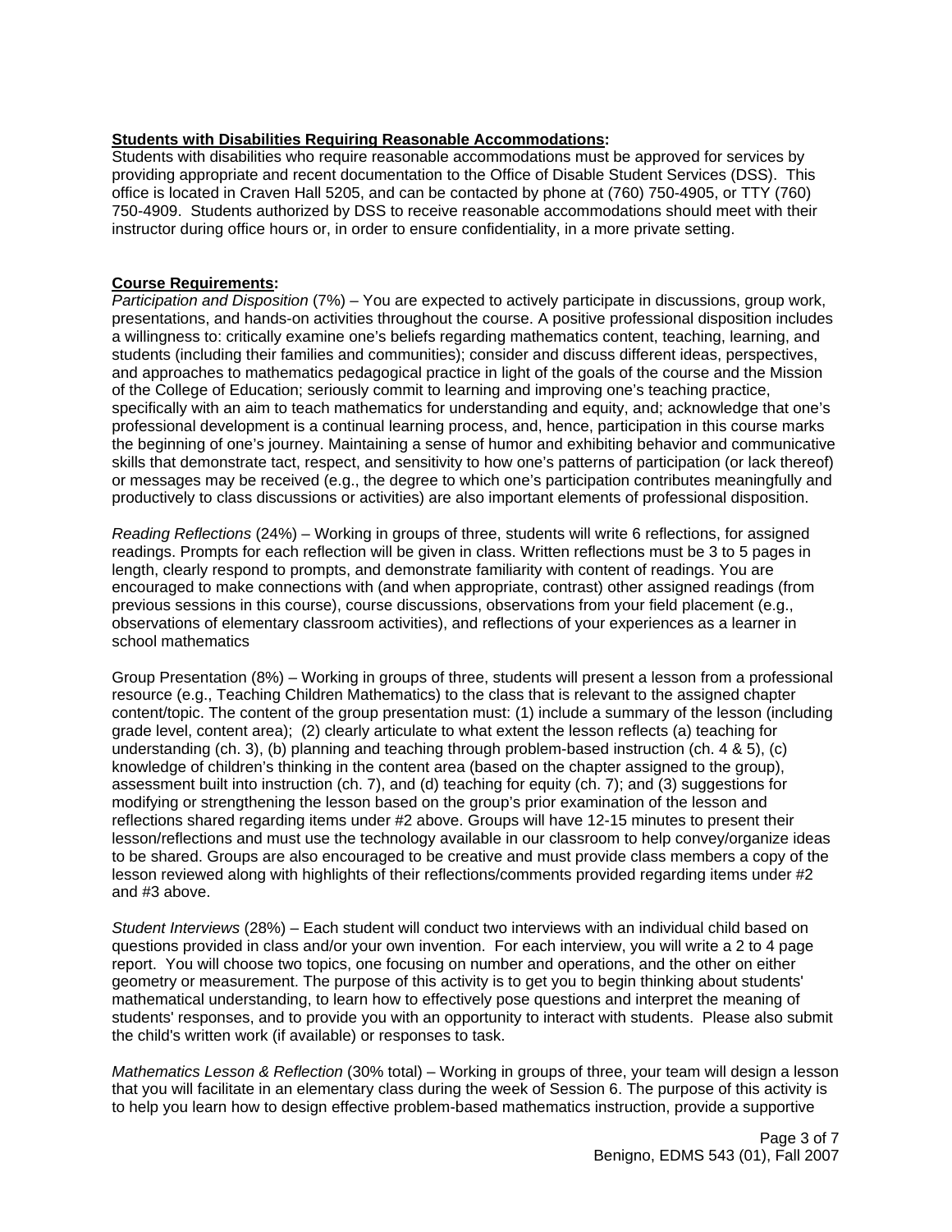**Students with Disabilities Requiring Reasonable Accommodations:**
Students with disabilities who require reasonable accommodations must be approved for services by providing appropriate and recent documentation to the Office of Disable Student Services (DSS). This office is located in Craven Hall 5205, and can be contacted by phone at (760) 750-4905, or TTY (760) 750-4909. Students authorized by DSS to receive reasonable accommodations should meet with their instructor during office hours or, in order to ensure confidentiality, in a more private setting.

**Course Requirements:**
*Participation and Disposition* (7%) – You are expected to actively participate in discussions, group work, presentations, and hands-on activities throughout the course. A positive professional disposition includes a willingness to: critically examine one's beliefs regarding mathematics content, teaching, learning, and students (including their families and communities); consider and discuss different ideas, perspectives, and approaches to mathematics pedagogical practice in light of the goals of the course and the Mission of the College of Education; seriously commit to learning and improving one's teaching practice, specifically with an aim to teach mathematics for understanding and equity, and; acknowledge that one's professional development is a continual learning process, and, hence, participation in this course marks the beginning of one's journey. Maintaining a sense of humor and exhibiting behavior and communicative skills that demonstrate tact, respect, and sensitivity to how one's patterns of participation (or lack thereof) or messages may be received (e.g., the degree to which one's participation contributes meaningfully and productively to class discussions or activities) are also important elements of professional disposition.

*Reading Reflections* (24%) – Working in groups of three, students will write 6 reflections, for assigned readings. Prompts for each reflection will be given in class. Written reflections must be 3 to 5 pages in length, clearly respond to prompts, and demonstrate familiarity with content of readings. You are encouraged to make connections with (and when appropriate, contrast) other assigned readings (from previous sessions in this course), course discussions, observations from your field placement (e.g., observations of elementary classroom activities), and reflections of your experiences as a learner in school mathematics

Group Presentation (8%) – Working in groups of three, students will present a lesson from a professional resource (e.g., Teaching Children Mathematics) to the class that is relevant to the assigned chapter content/topic. The content of the group presentation must: (1) include a summary of the lesson (including grade level, content area); (2) clearly articulate to what extent the lesson reflects (a) teaching for understanding (ch. 3), (b) planning and teaching through problem-based instruction (ch. 4 & 5), (c) knowledge of children's thinking in the content area (based on the chapter assigned to the group), assessment built into instruction (ch. 7), and (d) teaching for equity (ch. 7); and (3) suggestions for modifying or strengthening the lesson based on the group's prior examination of the lesson and reflections shared regarding items under #2 above. Groups will have 12-15 minutes to present their lesson/reflections and must use the technology available in our classroom to help convey/organize ideas to be shared. Groups are also encouraged to be creative and must provide class members a copy of the lesson reviewed along with highlights of their reflections/comments provided regarding items under #2 and #3 above.

*Student Interviews* (28%) – Each student will conduct two interviews with an individual child based on questions provided in class and/or your own invention. For each interview, you will write a 2 to 4 page report. You will choose two topics, one focusing on number and operations, and the other on either geometry or measurement. The purpose of this activity is to get you to begin thinking about students' mathematical understanding, to learn how to effectively pose questions and interpret the meaning of students' responses, and to provide you with an opportunity to interact with students. Please also submit the child's written work (if available) or responses to task.

*Mathematics Lesson & Reflection* (30% total) – Working in groups of three, your team will design a lesson that you will facilitate in an elementary class during the week of Session 6. The purpose of this activity is to help you learn how to design effective problem-based mathematics instruction, provide a supportive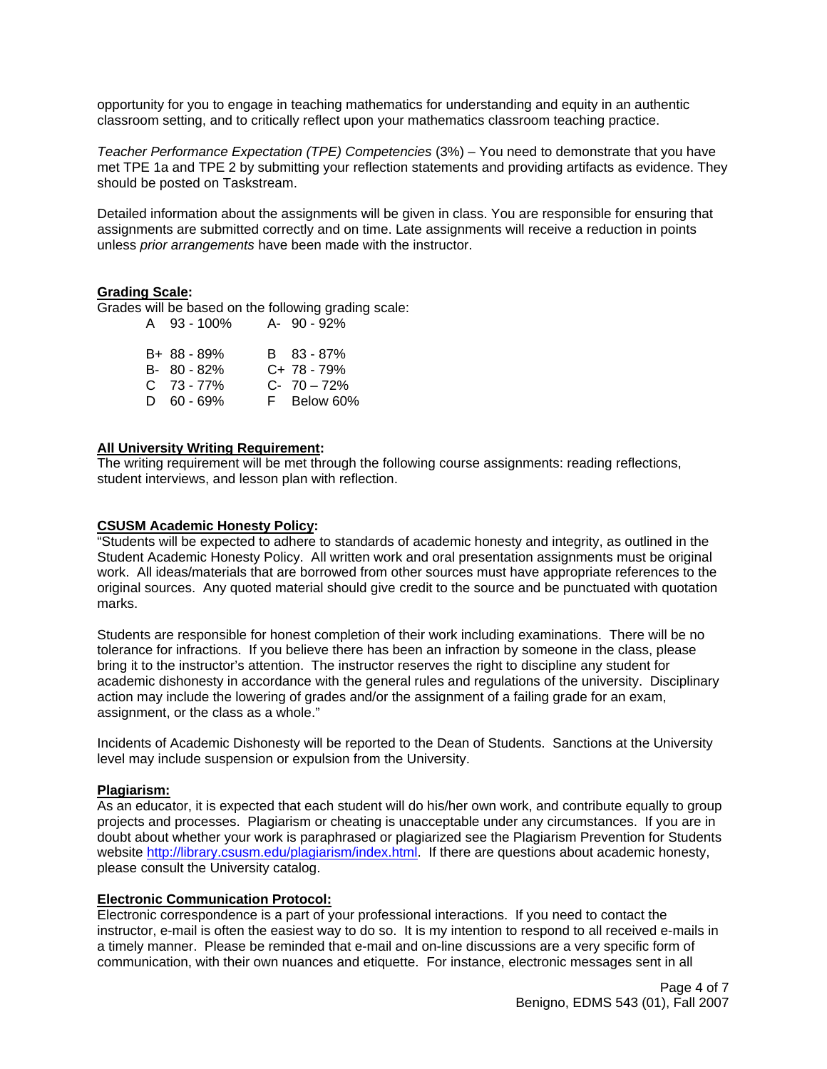opportunity for you to engage in teaching mathematics for understanding and equity in an authentic classroom setting, and to critically reflect upon your mathematics classroom teaching practice.

*Teacher Performance Expectation (TPE) Competencies* (3%) – You need to demonstrate that you have met TPE 1a and TPE 2 by submitting your reflection statements and providing artifacts as evidence. They should be posted on Taskstream.

Detailed information about the assignments will be given in class. You are responsible for ensuring that assignments are submitted correctly and on time. Late assignments will receive a reduction in points unless *prior arrangements* have been made with the instructor.

**Grading Scale:**

Grades will be based on the following grading scale:

| | |
|---|---|
| A 93 - 100% | A- 90 - 92% |
| B+ 88 - 89% | B 83 - 87% |
| B- 80 - 82% | C+ 78 - 79% |
| C 73 - 77% | C- 70 – 72% |
| D 60 - 69% | F Below 60% |

**All University Writing Requirement:**

The writing requirement will be met through the following course assignments: reading reflections, student interviews, and lesson plan with reflection.

**CSUSM Academic Honesty Policy:**

"Students will be expected to adhere to standards of academic honesty and integrity, as outlined in the Student Academic Honesty Policy. All written work and oral presentation assignments must be original work. All ideas/materials that are borrowed from other sources must have appropriate references to the original sources. Any quoted material should give credit to the source and be punctuated with quotation marks.

Students are responsible for honest completion of their work including examinations. There will be no tolerance for infractions. If you believe there has been an infraction by someone in the class, please bring it to the instructor's attention. The instructor reserves the right to discipline any student for academic dishonesty in accordance with the general rules and regulations of the university. Disciplinary action may include the lowering of grades and/or the assignment of a failing grade for an exam, assignment, or the class as a whole."

Incidents of Academic Dishonesty will be reported to the Dean of Students. Sanctions at the University level may include suspension or expulsion from the University.

**Plagiarism:**

As an educator, it is expected that each student will do his/her own work, and contribute equally to group projects and processes. Plagiarism or cheating is unacceptable under any circumstances. If you are in doubt about whether your work is paraphrased or plagiarized see the Plagiarism Prevention for Students website http://library.csusm.edu/plagiarism/index.html. If there are questions about academic honesty, please consult the University catalog.

**Electronic Communication Protocol:**

Electronic correspondence is a part of your professional interactions. If you need to contact the instructor, e-mail is often the easiest way to do so. It is my intention to respond to all received e-mails in a timely manner. Please be reminded that e-mail and on-line discussions are a very specific form of communication, with their own nuances and etiquette. For instance, electronic messages sent in all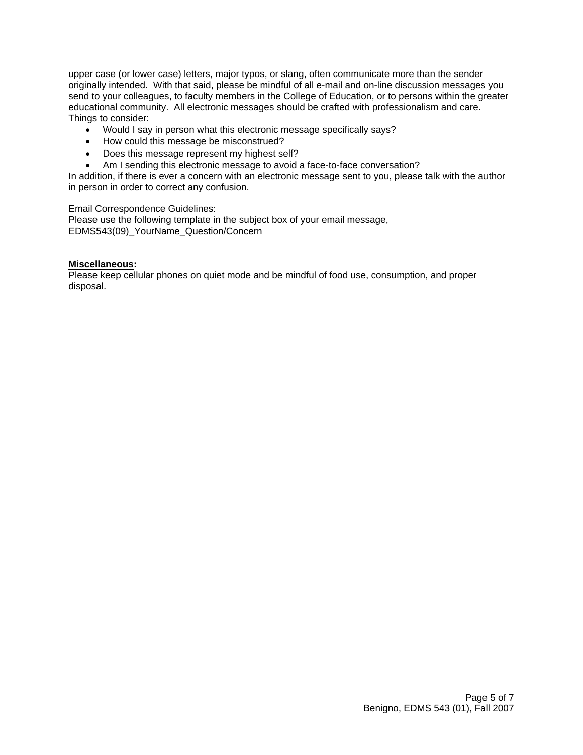upper case (or lower case) letters, major typos, or slang, often communicate more than the sender originally intended. With that said, please be mindful of all e-mail and on-line discussion messages you send to your colleagues, to faculty members in the College of Education, or to persons within the greater educational community. All electronic messages should be crafted with professionalism and care. Things to consider:

- Would I say in person what this electronic message specifically says?
- How could this message be misconstrued?
- Does this message represent my highest self?
- Am I sending this electronic message to avoid a face-to-face conversation?

In addition, if there is ever a concern with an electronic message sent to you, please talk with the author in person in order to correct any confusion.

Email Correspondence Guidelines:
Please use the following template in the subject box of your email message,
EDMS543(09)_YourName_Question/Concern

**Miscellaneous:**
Please keep cellular phones on quiet mode and be mindful of food use, consumption, and proper disposal.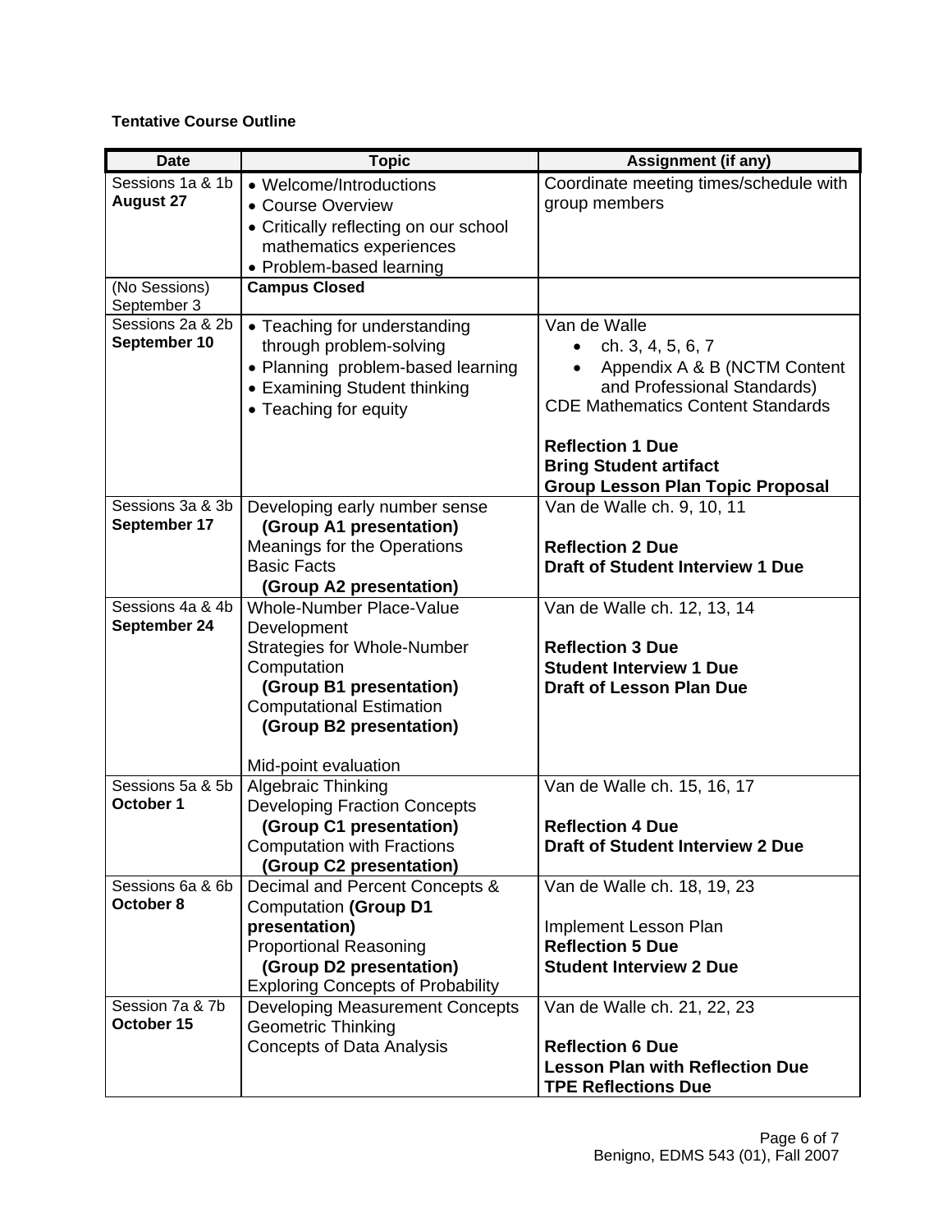**Tentative Course Outline**

| Date | Topic | Assignment (if any) |
|---|---|---|
| Sessions 1a & 1b **August 27** | • Welcome/Introductions<br>• Course Overview<br>• Critically reflecting on our school mathematics experiences<br>• Problem-based learning | Coordinate meeting times/schedule with group members |
| (No Sessions) September 3 | **Campus Closed** | |
| Sessions 2a & 2b **September 10** | • Teaching for understanding through problem-solving<br>• Planning problem-based learning<br>• Examining Student thinking<br>• Teaching for equity | Van de Walle<br>• ch. 3, 4, 5, 6, 7<br>• Appendix A & B (NCTM Content and Professional Standards)<br>CDE Mathematics Content Standards<br><br>**Reflection 1 Due**<br>**Bring Student artifact**<br>**Group Lesson Plan Topic Proposal** |
| Sessions 3a & 3b **September 17** | Developing early number sense<br>**(Group A1 presentation)**<br>Meanings for the Operations<br>Basic Facts<br>**(Group A2 presentation)** | Van de Walle ch. 9, 10, 11<br><br>**Reflection 2 Due**<br>**Draft of Student Interview 1 Due** |
| Sessions 4a & 4b **September 24** | Whole-Number Place-Value Development<br>Strategies for Whole-Number Computation<br>**(Group B1 presentation)**<br>Computational Estimation<br>**(Group B2 presentation)**<br><br>Mid-point evaluation | Van de Walle ch. 12, 13, 14<br><br>**Reflection 3 Due**<br>**Student Interview 1 Due**<br>**Draft of Lesson Plan Due** |
| Sessions 5a & 5b **October 1** | Algebraic Thinking<br>Developing Fraction Concepts<br>**(Group C1 presentation)**<br>Computation with Fractions<br>**(Group C2 presentation)** | Van de Walle ch. 15, 16, 17<br><br>**Reflection 4 Due**<br>**Draft of Student Interview 2 Due** |
| Sessions 6a & 6b **October 8** | Decimal and Percent Concepts & Computation **(Group D1 presentation)**<br>Proportional Reasoning<br>**(Group D2 presentation)**<br>Exploring Concepts of Probability | Van de Walle ch. 18, 19, 23<br><br>Implement Lesson Plan<br>**Reflection 5 Due**<br>**Student Interview 2 Due** |
| Session 7a & 7b **October 15** | Developing Measurement Concepts<br>Geometric Thinking<br>Concepts of Data Analysis | Van de Walle ch. 21, 22, 23<br><br>**Reflection 6 Due**<br>**Lesson Plan with Reflection Due**<br>**TPE Reflections Due** |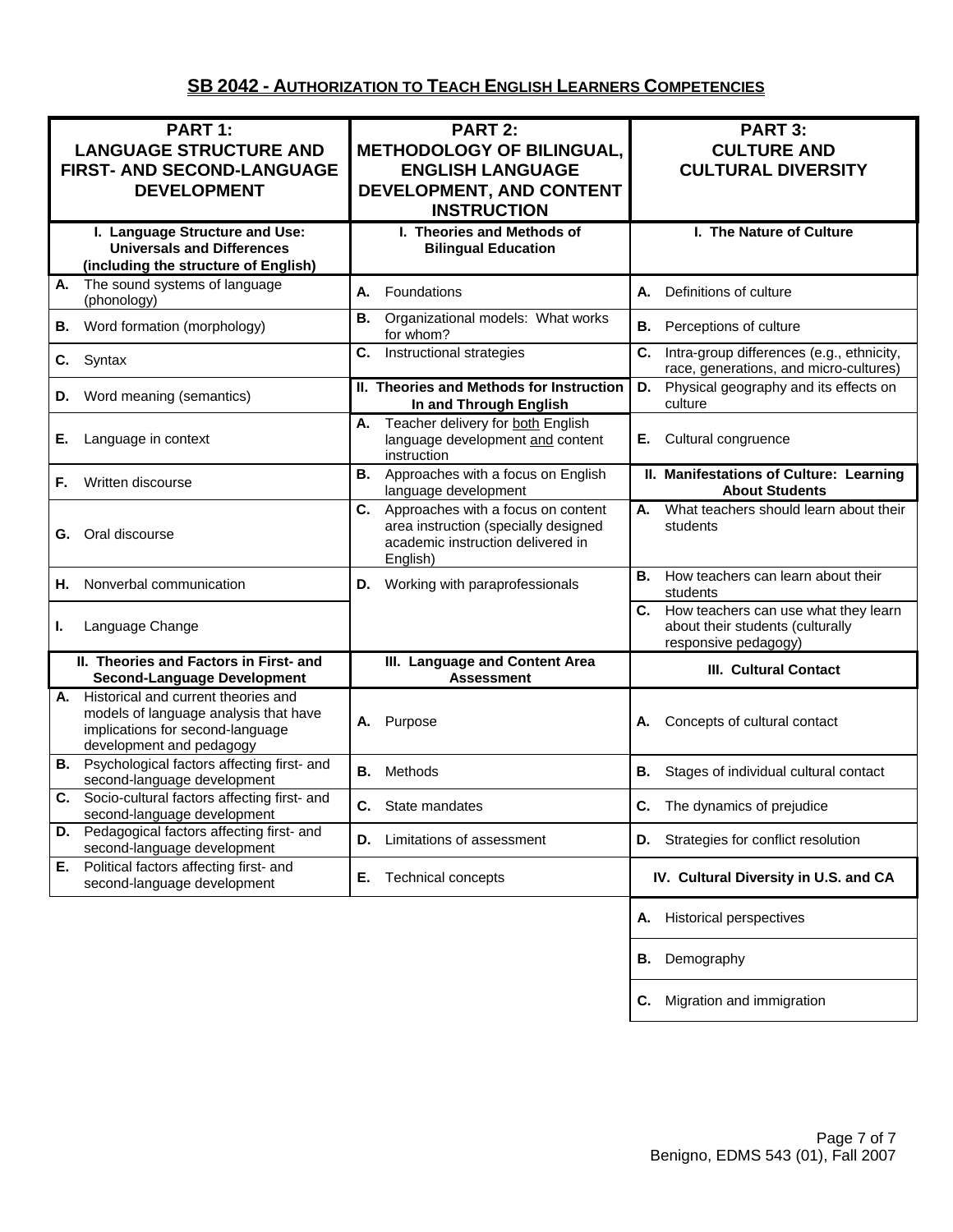## SB 2042 - AUTHORIZATION TO TEACH ENGLISH LEARNERS COMPETENCIES

| PART 1: LANGUAGE STRUCTURE AND FIRST- AND SECOND-LANGUAGE DEVELOPMENT | PART 2: METHODOLOGY OF BILINGUAL, ENGLISH LANGUAGE DEVELOPMENT, AND CONTENT INSTRUCTION | PART 3: CULTURE AND CULTURAL DIVERSITY |
|---|---|---|
| **I. Language Structure and Use: Universals and Differences (including the structure of English)** | **I. Theories and Methods of Bilingual Education** | **I. The Nature of Culture** |
| **A.** The sound systems of language (phonology) | **A.** Foundations | **A.** Definitions of culture |
| **B.** Word formation (morphology) | **B.** Organizational models: What works for whom? | **B.** Perceptions of culture |
| **C.** Syntax | **C.** Instructional strategies | **C.** Intra-group differences (e.g., ethnicity, race, generations, and micro-cultures) |
| **D.** Word meaning (semantics) | **II. Theories and Methods for Instruction In and Through English** | **D.** Physical geography and its effects on culture |
| **E.** Language in context | **A.** Teacher delivery for both English language development and content instruction | **E.** Cultural congruence |
| **F.** Written discourse | **B.** Approaches with a focus on English language development | **II. Manifestations of Culture: Learning About Students** |
| **G.** Oral discourse | **C.** Approaches with a focus on content area instruction (specially designed academic instruction delivered in English) | **A.** What teachers should learn about their students |
| **H.** Nonverbal communication | **D.** Working with paraprofessionals | **B.** How teachers can learn about their students |
| **I.** Language Change | | **C.** How teachers can use what they learn about their students (culturally responsive pedagogy) |
| **II. Theories and Factors in First- and Second-Language Development** | **III. Language and Content Area Assessment** | **III. Cultural Contact** |
| **A.** Historical and current theories and models of language analysis that have implications for second-language development and pedagogy | **A.** Purpose | **A.** Concepts of cultural contact |
| **B.** Psychological factors affecting first- and second-language development | **B.** Methods | **B.** Stages of individual cultural contact |
| **C.** Socio-cultural factors affecting first- and second-language development | **C.** State mandates | **C.** The dynamics of prejudice |
| **D.** Pedagogical factors affecting first- and second-language development | **D.** Limitations of assessment | **D.** Strategies for conflict resolution |
| **E.** Political factors affecting first- and second-language development | **E.** Technical concepts | **IV. Cultural Diversity in U.S. and CA** |
| | | **A.** Historical perspectives |
| | | **B.** Demography |
| | | **C.** Migration and immigration |